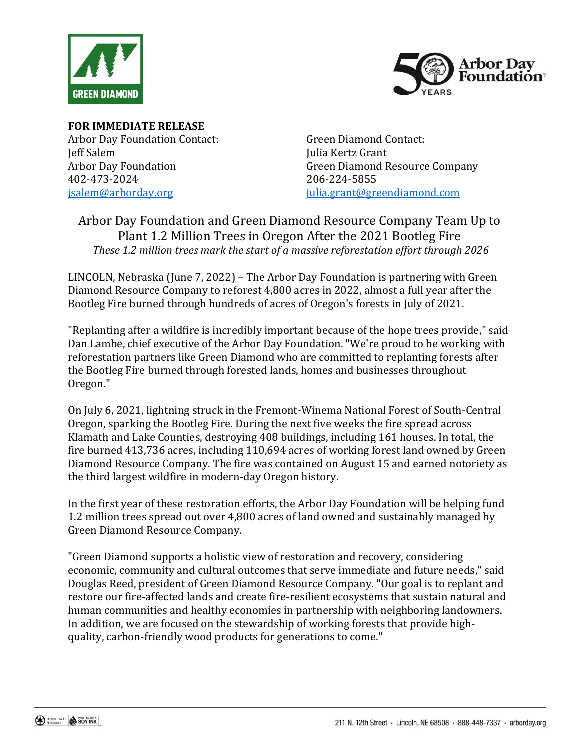**FOR IMMEDIATE RELEASE**

Arbor Day Foundation Contact:
Jeff Salem
Arbor Day Foundation
402-473-2024
jsalem@arborday.org

Green Diamond Contact:
Julia Kertz Grant
Green Diamond Resource Company
206-224-5855
julia.grant@greendiamond.com

# Arbor Day Foundation and Green Diamond Resource Company Team Up to Plant 1.2 Million Trees in Oregon After the 2021 Bootleg Fire

*These 1.2 million trees mark the start of a massive reforestation effort through 2026*

LINCOLN, Nebraska (June 7, 2022) – The Arbor Day Foundation is partnering with Green Diamond Resource Company to reforest 4,800 acres in 2022, almost a full year after the Bootleg Fire burned through hundreds of acres of Oregon's forests in July of 2021.

"Replanting after a wildfire is incredibly important because of the hope trees provide," said Dan Lambe, chief executive of the Arbor Day Foundation. "We're proud to be working with reforestation partners like Green Diamond who are committed to replanting forests after the Bootleg Fire burned through forested lands, homes and businesses throughout Oregon."

On July 6, 2021, lightning struck in the Fremont-Winema National Forest of South-Central Oregon, sparking the Bootleg Fire. During the next five weeks the fire spread across Klamath and Lake Counties, destroying 408 buildings, including 161 houses. In total, the fire burned 413,736 acres, including 110,694 acres of working forest land owned by Green Diamond Resource Company. The fire was contained on August 15 and earned notoriety as the third largest wildfire in modern-day Oregon history.

In the first year of these restoration efforts, the Arbor Day Foundation will be helping fund 1.2 million trees spread out over 4,800 acres of land owned and sustainably managed by Green Diamond Resource Company.

"Green Diamond supports a holistic view of restoration and recovery, considering economic, community and cultural outcomes that serve immediate and future needs," said Douglas Reed, president of Green Diamond Resource Company. "Our goal is to replant and restore our fire-affected lands and create fire-resilient ecosystems that sustain natural and human communities and healthy economies in partnership with neighboring landowners. In addition, we are focused on the stewardship of working forests that provide high-quality, carbon-friendly wood products for generations to come."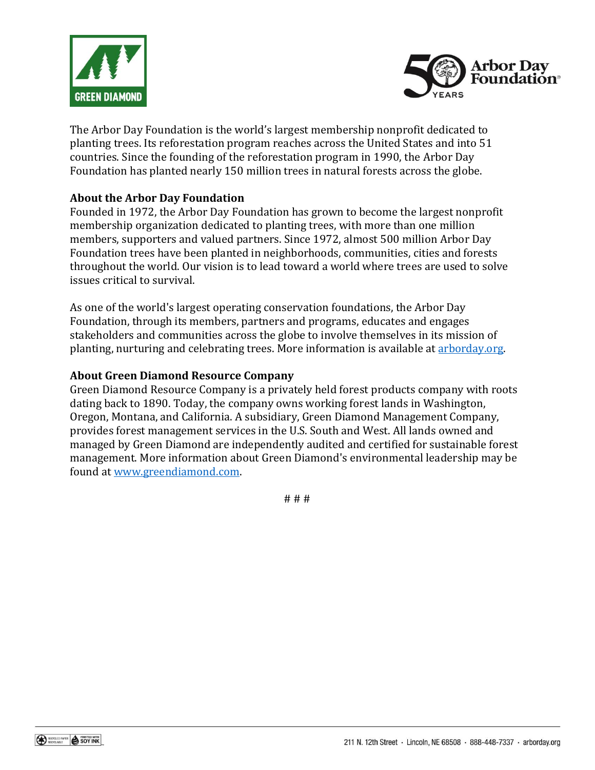The Arbor Day Foundation is the world's largest membership nonprofit dedicated to planting trees. Its reforestation program reaches across the United States and into 51 countries. Since the founding of the reforestation program in 1990, the Arbor Day Foundation has planted nearly 150 million trees in natural forests across the globe.

**About the Arbor Day Foundation**

Founded in 1972, the Arbor Day Foundation has grown to become the largest nonprofit membership organization dedicated to planting trees, with more than one million members, supporters and valued partners. Since 1972, almost 500 million Arbor Day Foundation trees have been planted in neighborhoods, communities, cities and forests throughout the world. Our vision is to lead toward a world where trees are used to solve issues critical to survival.

As one of the world's largest operating conservation foundations, the Arbor Day Foundation, through its members, partners and programs, educates and engages stakeholders and communities across the globe to involve themselves in its mission of planting, nurturing and celebrating trees. More information is available at [arborday.org](arborday.org).

**About Green Diamond Resource Company**

Green Diamond Resource Company is a privately held forest products company with roots dating back to 1890. Today, the company owns working forest lands in Washington, Oregon, Montana, and California. A subsidiary, Green Diamond Management Company, provides forest management services in the U.S. South and West. All lands owned and managed by Green Diamond are independently audited and certified for sustainable forest management. More information about Green Diamond's environmental leadership may be found at [www.greendiamond.com](www.greendiamond.com).

# # #